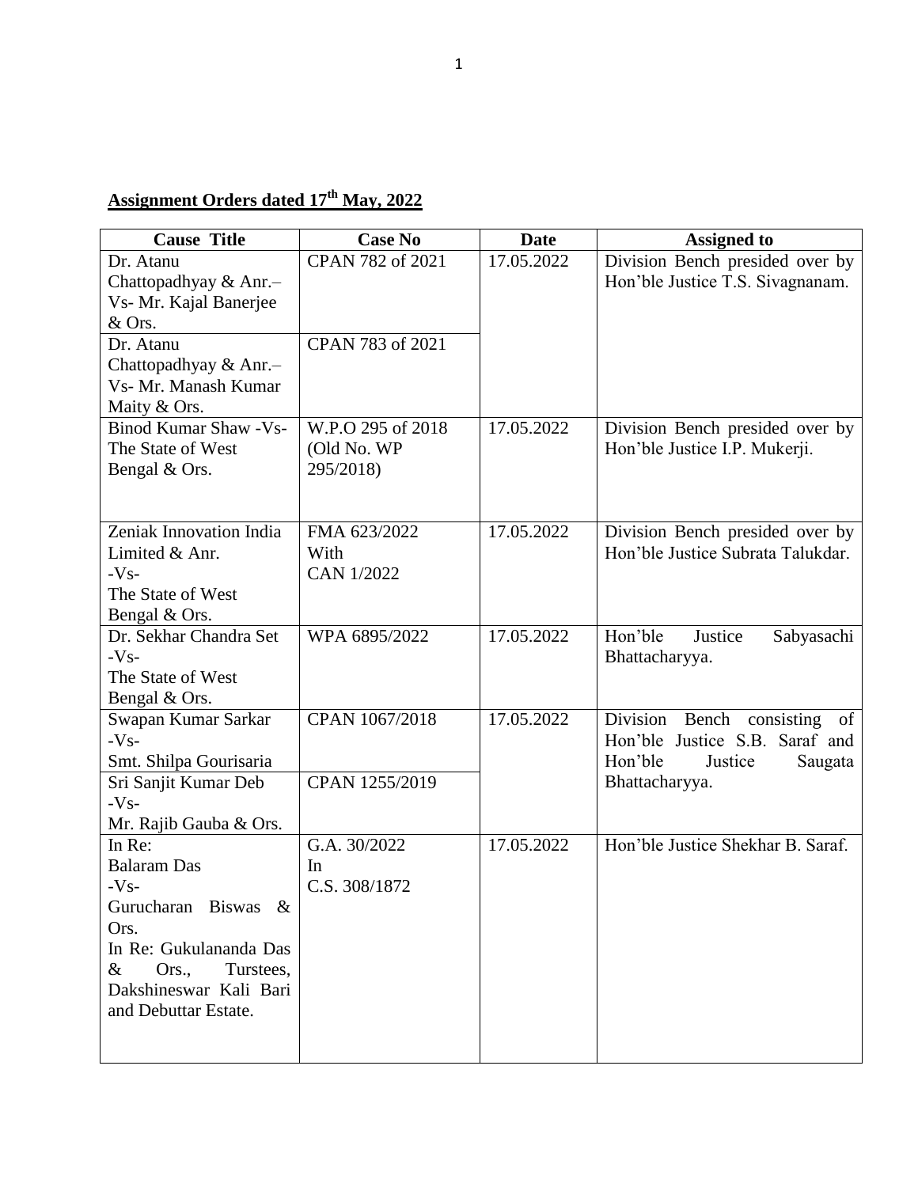**Assignment Orders dated 17th May, 2022**

| Cause Title | Case No | Date | Assigned to |
|---|---|---|---|
| Dr. Atanu Chattopadhyay & Anr.– Vs- Mr. Kajal Banerjee & Ors. | CPAN 782 of 2021 | 17.05.2022 | Division Bench presided over by Hon'ble Justice T.S. Sivagnanam. |
| Dr. Atanu Chattopadhyay & Anr.– Vs- Mr. Manash Kumar Maity & Ors. | CPAN 783 of 2021 | | |
| Binod Kumar Shaw -Vs- The State of West Bengal & Ors. | W.P.O 295 of 2018 (Old No. WP 295/2018) | 17.05.2022 | Division Bench presided over by Hon'ble Justice I.P. Mukerji. |
| Zeniak Innovation India Limited & Anr. -Vs- The State of West Bengal & Ors. | FMA 623/2022 With CAN 1/2022 | 17.05.2022 | Division Bench presided over by Hon'ble Justice Subrata Talukdar. |
| Dr. Sekhar Chandra Set -Vs- The State of West Bengal & Ors. | WPA 6895/2022 | 17.05.2022 | Hon'ble Justice Sabyasachi Bhattacharyya. |
| Swapan Kumar Sarkar -Vs- Smt. Shilpa Gourisaria | CPAN 1067/2018 | 17.05.2022 | Division Bench consisting of Hon'ble Justice S.B. Saraf and Hon'ble Justice Saugata Bhattacharyya. |
| Sri Sanjit Kumar Deb -Vs- Mr. Rajib Gauba & Ors. | CPAN 1255/2019 | | |
| In Re: Balaram Das -Vs- Gurucharan Biswas & Ors. In Re: Gukulananda Das & Ors., Turstees, Dakshineswar Kali Bari and Debuttar Estate. | G.A. 30/2022 In C.S. 308/1872 | 17.05.2022 | Hon'ble Justice Shekhar B. Saraf. |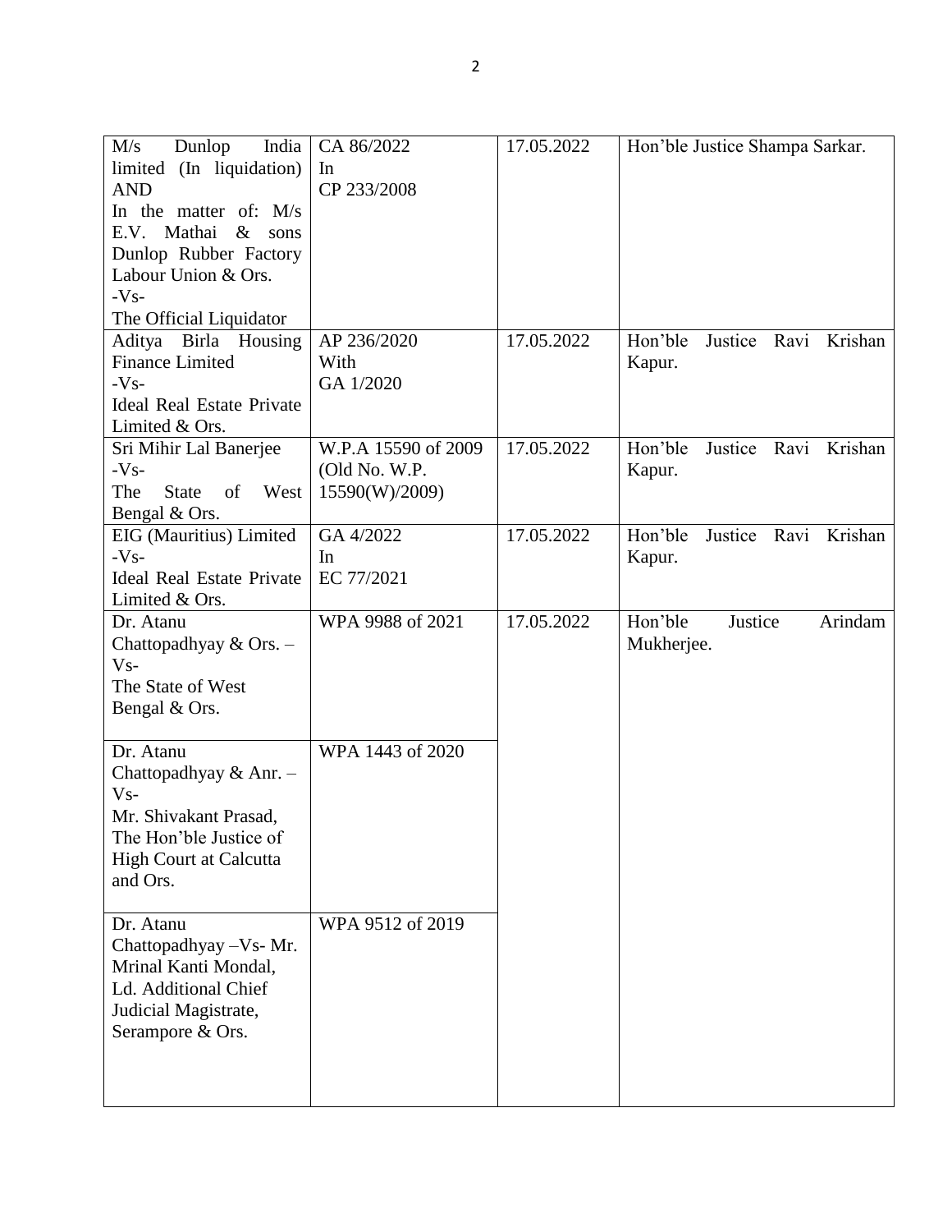| | | | |
|---|---|---|---|
| M/s Dunlop India limited (In liquidation) AND In the matter of: M/s E.V. Mathai & sons Dunlop Rubber Factory Labour Union & Ors. -Vs- The Official Liquidator | CA 86/2022 In CP 233/2008 | 17.05.2022 | Hon'ble Justice Shampa Sarkar. |
| Aditya Birla Housing Finance Limited -Vs- Ideal Real Estate Private Limited & Ors. | AP 236/2020 With GA 1/2020 | 17.05.2022 | Hon'ble Justice Ravi Krishan Kapur. |
| Sri Mihir Lal Banerjee -Vs- The State of West Bengal & Ors. | W.P.A 15590 of 2009 (Old No. W.P. 15590(W)/2009) | 17.05.2022 | Hon'ble Justice Ravi Krishan Kapur. |
| EIG (Mauritius) Limited -Vs- Ideal Real Estate Private Limited & Ors. | GA 4/2022 In EC 77/2021 | 17.05.2022 | Hon'ble Justice Ravi Krishan Kapur. |
| Dr. Atanu Chattopadhyay & Ors. – Vs- The State of West Bengal & Ors. | WPA 9988 of 2021 | 17.05.2022 | Hon'ble Justice Arindam Mukherjee. |
| Dr. Atanu Chattopadhyay & Anr. – Vs- Mr. Shivakant Prasad, The Hon'ble Justice of High Court at Calcutta and Ors. | WPA 1443 of 2020 | | |
| Dr. Atanu Chattopadhyay –Vs- Mr. Mrinal Kanti Mondal, Ld. Additional Chief Judicial Magistrate, Serampore & Ors. | WPA 9512 of 2019 | | |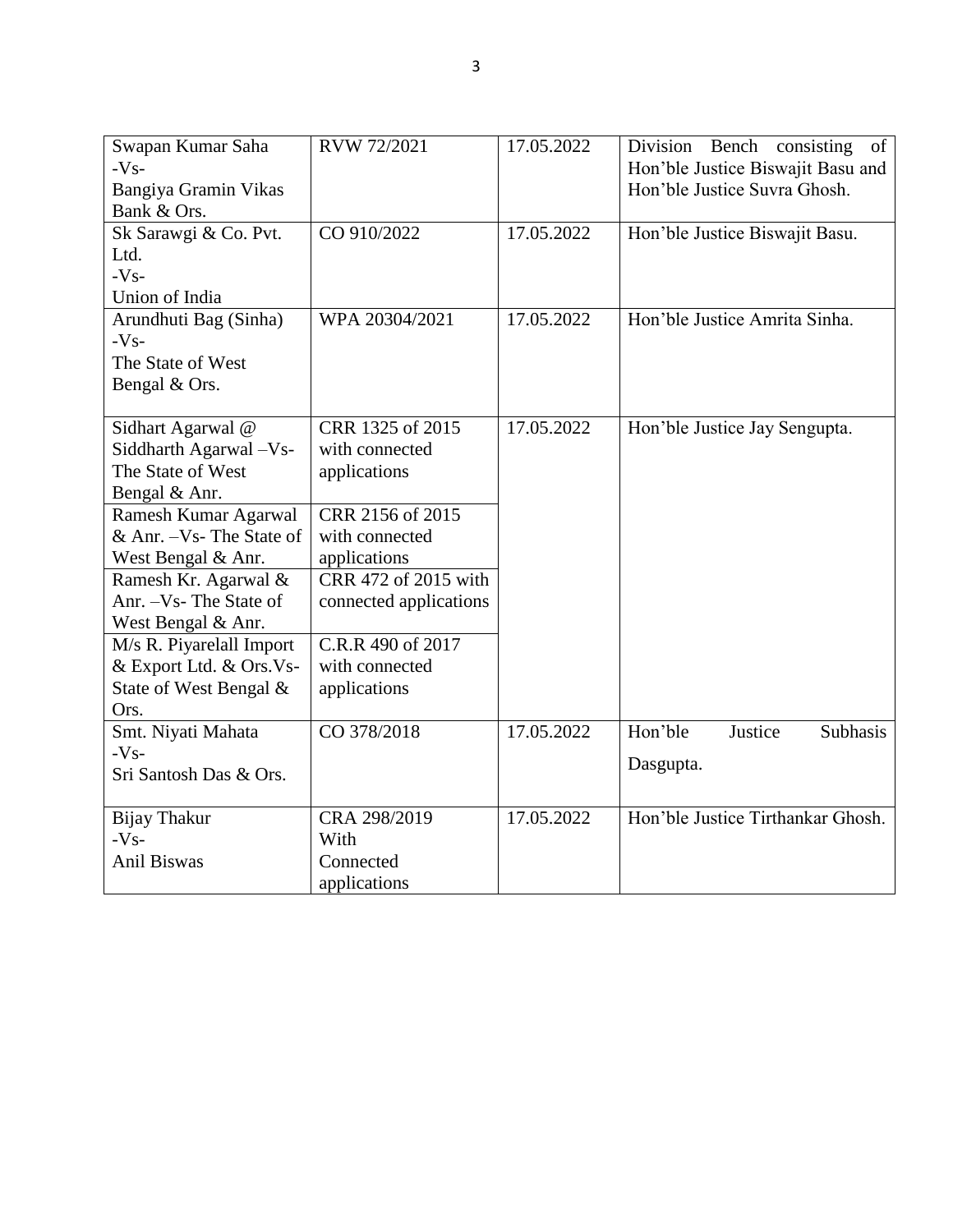| | | | |
|---|---|---|---|
| Swapan Kumar Saha -Vs- Bangiya Gramin Vikas Bank & Ors. | RVW 72/2021 | 17.05.2022 | Division Bench consisting of Hon'ble Justice Biswajit Basu and Hon'ble Justice Suvra Ghosh. |
| Sk Sarawgi & Co. Pvt. Ltd. -Vs- Union of India | CO 910/2022 | 17.05.2022 | Hon'ble Justice Biswajit Basu. |
| Arundhuti Bag (Sinha) -Vs- The State of West Bengal & Ors. | WPA 20304/2021 | 17.05.2022 | Hon'ble Justice Amrita Sinha. |
| Sidhart Agarwal @ Siddharth Agarwal –Vs- The State of West Bengal & Anr. | CRR 1325 of 2015 with connected applications | 17.05.2022 | Hon'ble Justice Jay Sengupta. |
| Ramesh Kumar Agarwal & Anr. –Vs- The State of West Bengal & Anr. | CRR 2156 of 2015 with connected applications | | |
| Ramesh Kr. Agarwal & Anr. –Vs- The State of West Bengal & Anr. | CRR 472 of 2015 with connected applications | | |
| M/s R. Piyarelall Import & Export Ltd. & Ors.Vs- State of West Bengal & Ors. | C.R.R 490 of 2017 with connected applications | | |
| Smt. Niyati Mahata -Vs- Sri Santosh Das & Ors. | CO 378/2018 | 17.05.2022 | Hon'ble Justice Subhasis Dasgupta. |
| Bijay Thakur -Vs- Anil Biswas | CRA 298/2019 With Connected applications | 17.05.2022 | Hon'ble Justice Tirthankar Ghosh. |